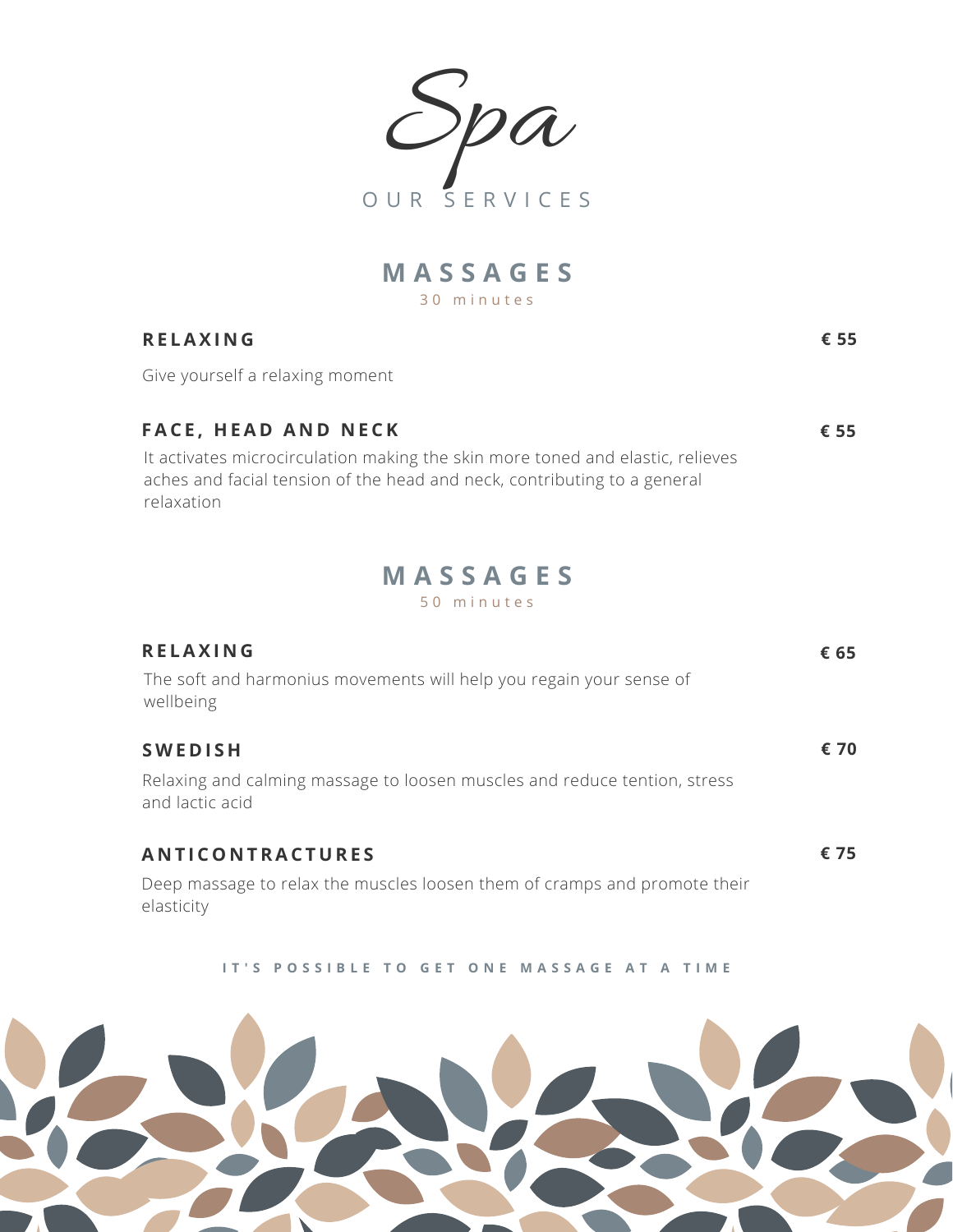# Spa

OUR SERVICES

## MASSAGES

30 minutes

**RELAXING** — **€ 55**

Give yourself a relaxing moment

**FACE, HEAD AND NECK** — **€ 55**

It activates microcirculation making the skin more toned and elastic, relieves aches and facial tension of the head and neck, contributing to a general relaxation

## MASSAGES

50 minutes

**RELAXING** — **€ 65**

The soft and harmonius movements will help you regain your sense of wellbeing

**SWEDISH** — **€ 70**

Relaxing and calming massage to loosen muscles and reduce tention, stress and lactic acid

**ANTICONTRACTURES** — **€ 75**

Deep massage to relax the muscles loosen them of cramps and promote their elasticity

**IT'S POSSIBLE TO GET ONE MASSAGE AT A TIME**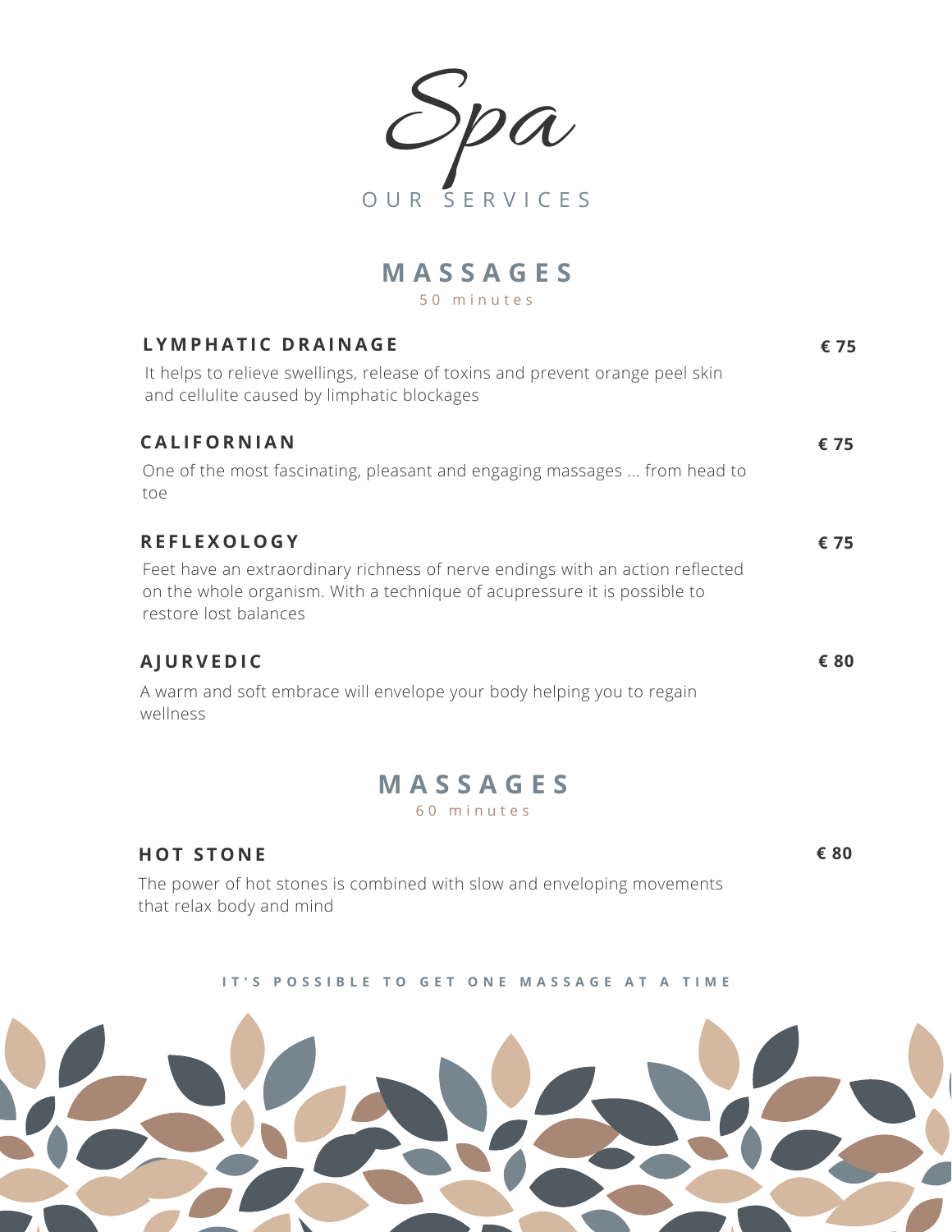# Spa

OUR SERVICES

## MASSAGES

50 minutes

### LYMPHATIC DRAINAGE

**€ 75**

It helps to relieve swellings, release of toxins and prevent orange peel skin and cellulite caused by limphatic blockages

### CALIFORNIAN

**€ 75**

One of the most fascinating, pleasant and engaging massages ... from head to toe

### REFLEXOLOGY

**€ 75**

Feet have an extraordinary richness of nerve endings with an action reflected on the whole organism. With a technique of acupressure it is possible to restore lost balances

### AJURVEDIC

**€ 80**

A warm and soft embrace will envelope your body helping you to regain wellness

## MASSAGES

60 minutes

### HOT STONE

**€ 80**

The power of hot stones is combined with slow and enveloping movements that relax body and mind

**IT'S POSSIBLE TO GET ONE MASSAGE AT A TIME**